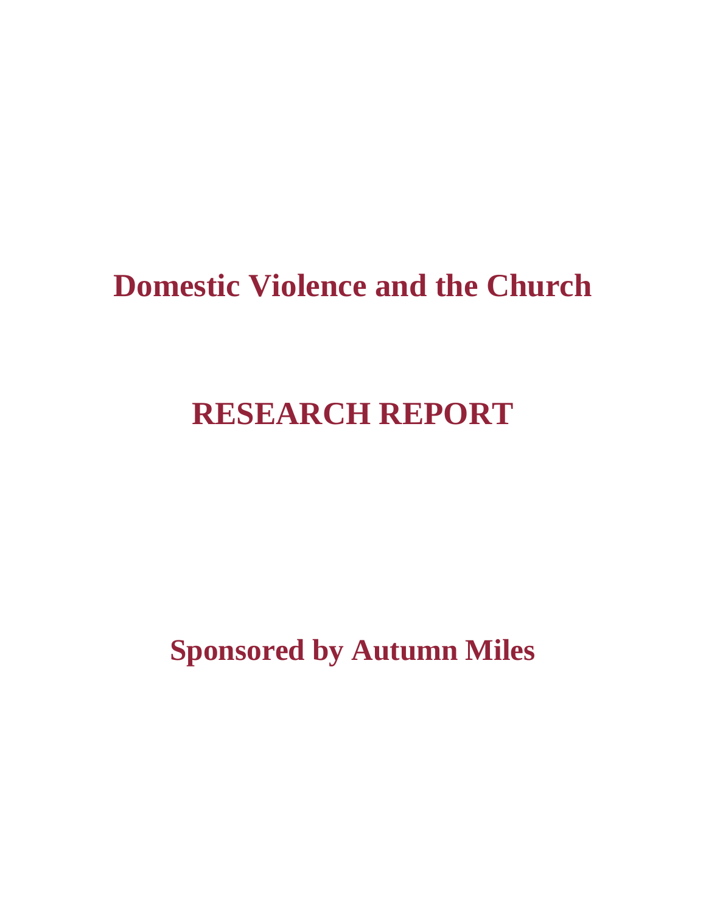# Domestic Violence and the Church

# RESEARCH REPORT

## Sponsored by Autumn Miles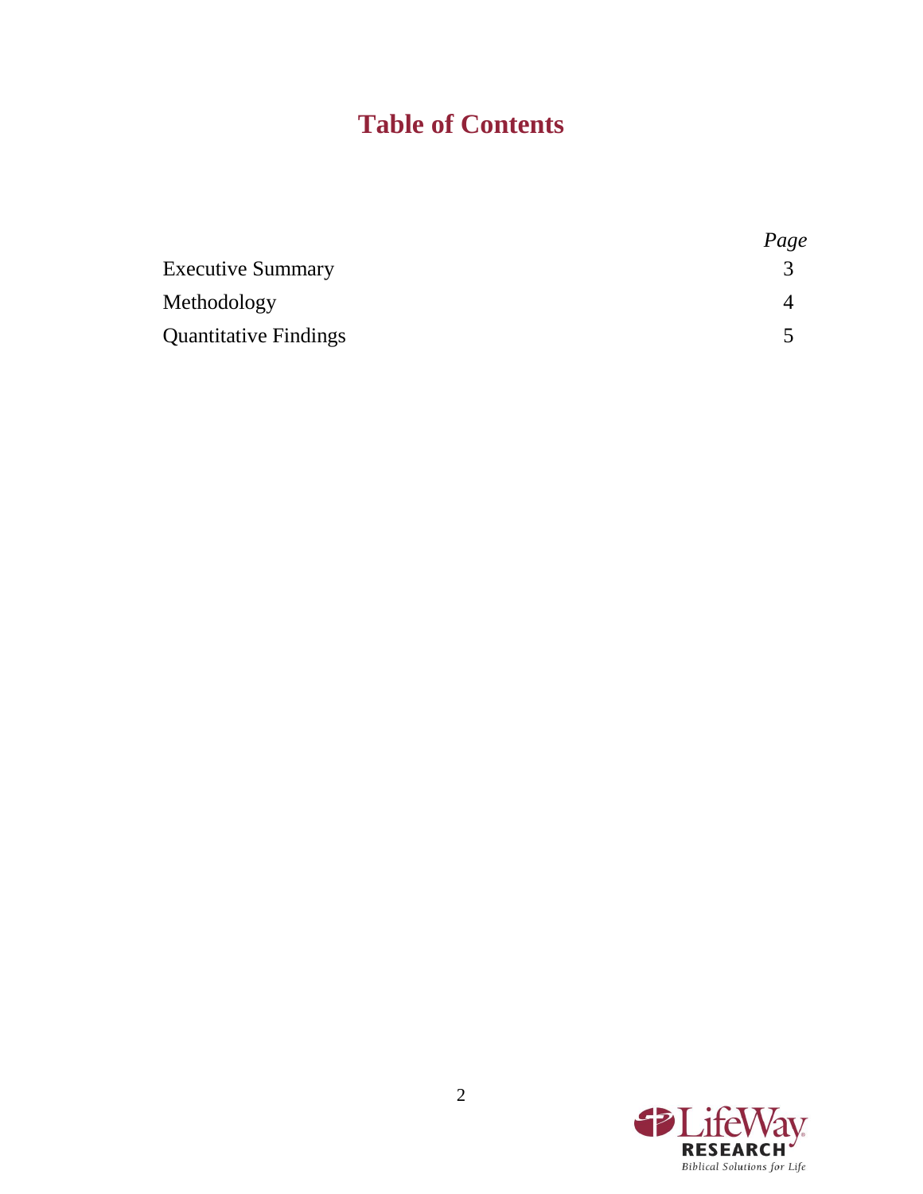# Table of Contents

| | *Page* |
|---|---|
| Executive Summary | 3 |
| Methodology | 4 |
| Quantitative Findings | 5 |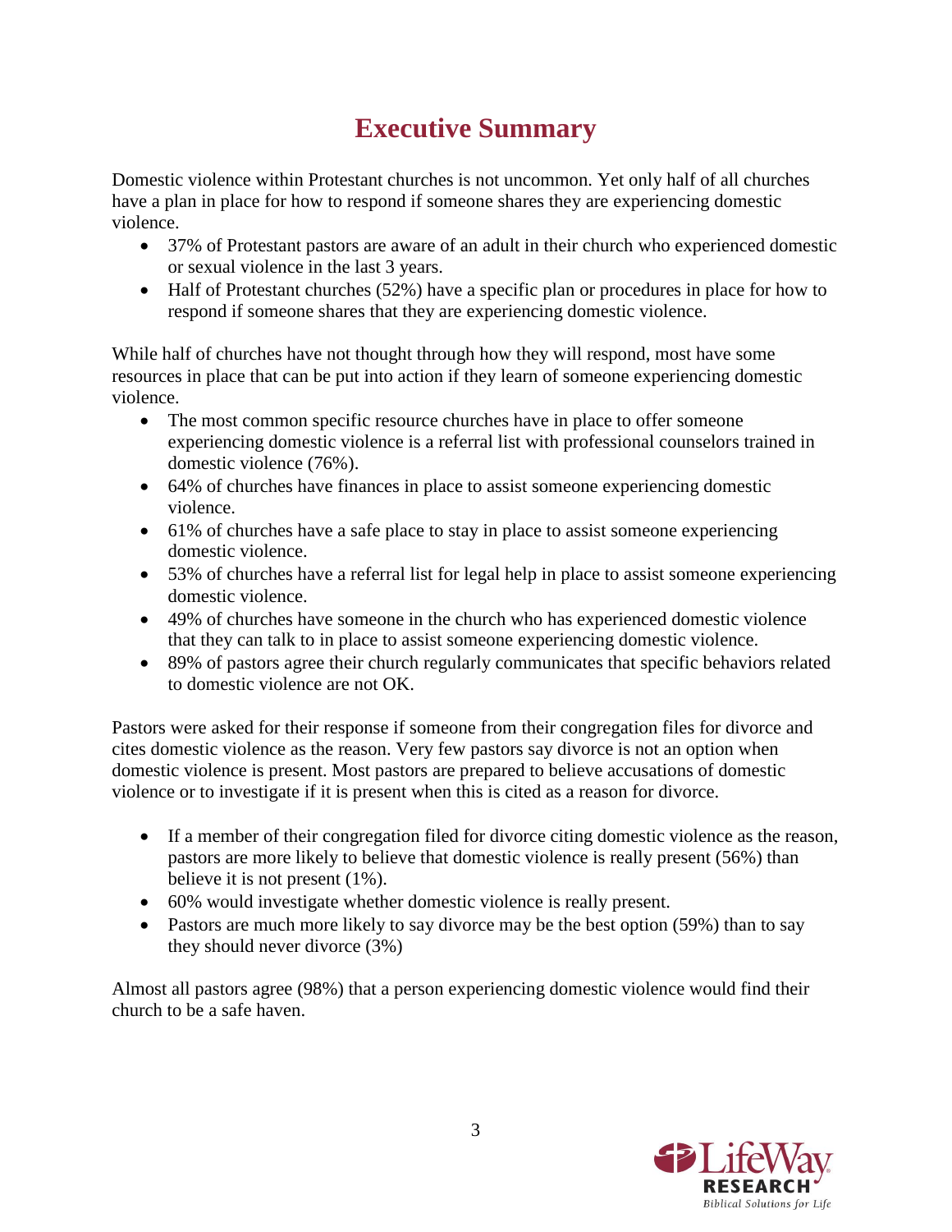# Executive Summary

Domestic violence within Protestant churches is not uncommon. Yet only half of all churches have a plan in place for how to respond if someone shares they are experiencing domestic violence.

- 37% of Protestant pastors are aware of an adult in their church who experienced domestic or sexual violence in the last 3 years.
- Half of Protestant churches (52%) have a specific plan or procedures in place for how to respond if someone shares that they are experiencing domestic violence.

While half of churches have not thought through how they will respond, most have some resources in place that can be put into action if they learn of someone experiencing domestic violence.

- The most common specific resource churches have in place to offer someone experiencing domestic violence is a referral list with professional counselors trained in domestic violence (76%).
- 64% of churches have finances in place to assist someone experiencing domestic violence.
- 61% of churches have a safe place to stay in place to assist someone experiencing domestic violence.
- 53% of churches have a referral list for legal help in place to assist someone experiencing domestic violence.
- 49% of churches have someone in the church who has experienced domestic violence that they can talk to in place to assist someone experiencing domestic violence.
- 89% of pastors agree their church regularly communicates that specific behaviors related to domestic violence are not OK.

Pastors were asked for their response if someone from their congregation files for divorce and cites domestic violence as the reason. Very few pastors say divorce is not an option when domestic violence is present. Most pastors are prepared to believe accusations of domestic violence or to investigate if it is present when this is cited as a reason for divorce.

- If a member of their congregation filed for divorce citing domestic violence as the reason, pastors are more likely to believe that domestic violence is really present (56%) than believe it is not present (1%).
- 60% would investigate whether domestic violence is really present.
- Pastors are much more likely to say divorce may be the best option (59%) than to say they should never divorce (3%)

Almost all pastors agree (98%) that a person experiencing domestic violence would find their church to be a safe haven.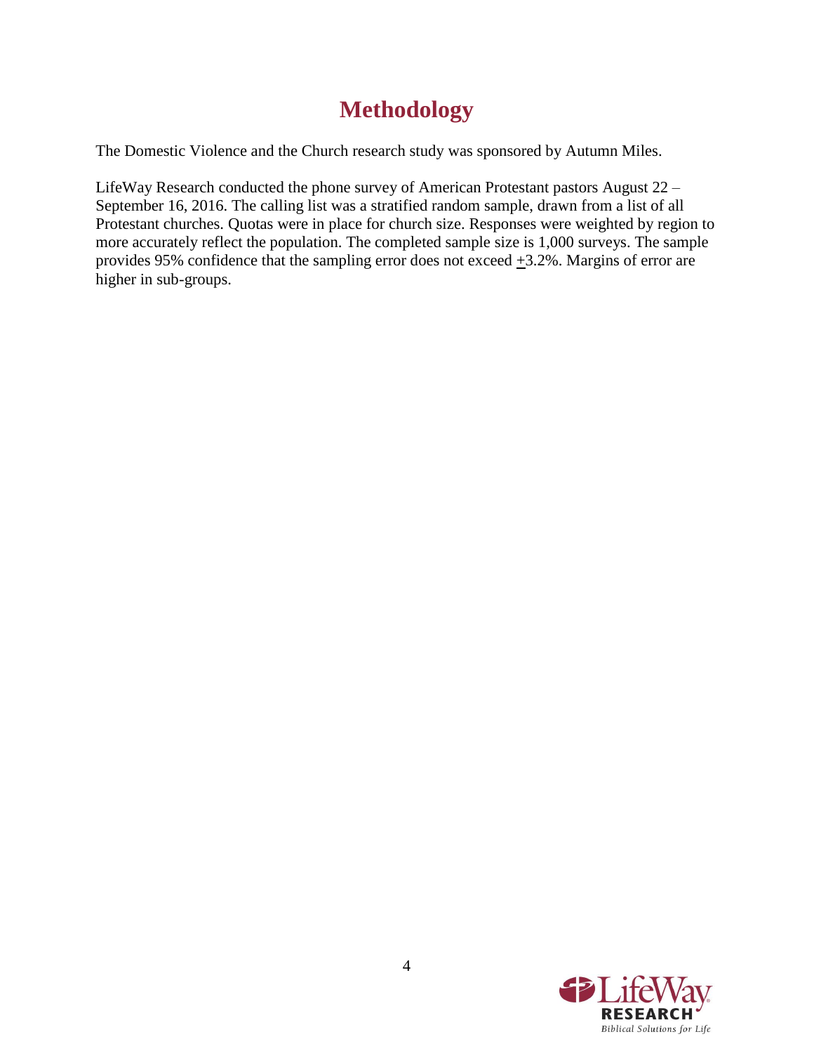# Methodology

The Domestic Violence and the Church research study was sponsored by Autumn Miles.

LifeWay Research conducted the phone survey of American Protestant pastors August 22 – September 16, 2016. The calling list was a stratified random sample, drawn from a list of all Protestant churches. Quotas were in place for church size. Responses were weighted by region to more accurately reflect the population. The completed sample size is 1,000 surveys. The sample provides 95% confidence that the sampling error does not exceed ±3.2%. Margins of error are higher in sub-groups.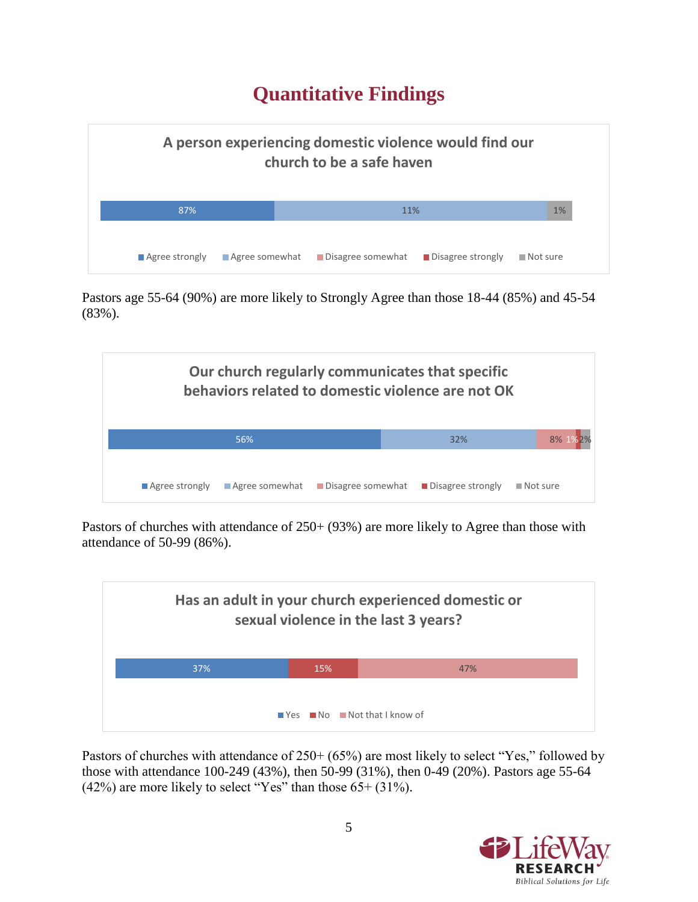# Quantitative Findings

**A person experiencing domestic violence would find our church to be a safe haven**

| Agree strongly | Agree somewhat | Disagree somewhat | Disagree strongly | Not sure |
|---|---|---|---|---|
| 87% | 11% | | | 1% |

Pastors age 55-64 (90%) are more likely to Strongly Agree than those 18-44 (85%) and 45-54 (83%).

**Our church regularly communicates that specific behaviors related to domestic violence are not OK**

| Agree strongly | Agree somewhat | Disagree somewhat | Disagree strongly | Not sure |
|---|---|---|---|---|
| 56% | 32% | 8% | 1% | 2% |

Pastors of churches with attendance of 250+ (93%) are more likely to Agree than those with attendance of 50-99 (86%).

**Has an adult in your church experienced domestic or sexual violence in the last 3 years?**

| Yes | No | Not that I know of |
|---|---|---|
| 37% | 15% | 47% |

Pastors of churches with attendance of 250+ (65%) are most likely to select "Yes," followed by those with attendance 100-249 (43%), then 50-99 (31%), then 0-49 (20%). Pastors age 55-64 (42%) are more likely to select "Yes" than those 65+ (31%).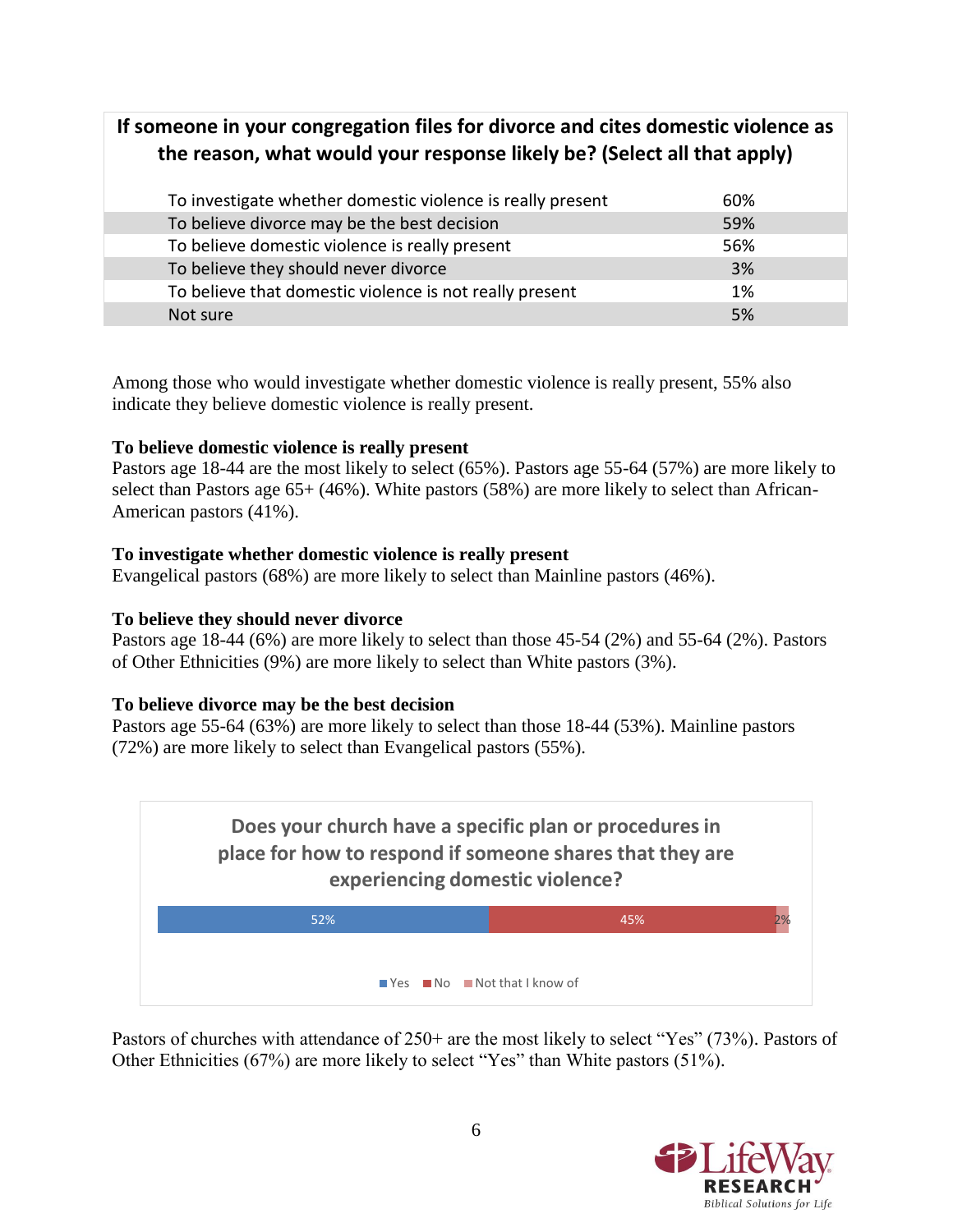| If someone in your congregation files for divorce and cites domestic violence as the reason, what would your response likely be? (Select all that apply) | |
| --- | --- |
| To investigate whether domestic violence is really present | 60% |
| To believe divorce may be the best decision | 59% |
| To believe domestic violence is really present | 56% |
| To believe they should never divorce | 3% |
| To believe that domestic violence is not really present | 1% |
| Not sure | 5% |

Among those who would investigate whether domestic violence is really present, 55% also indicate they believe domestic violence is really present.

**To believe domestic violence is really present**
Pastors age 18-44 are the most likely to select (65%). Pastors age 55-64 (57%) are more likely to select than Pastors age 65+ (46%). White pastors (58%) are more likely to select than African-American pastors (41%).

**To investigate whether domestic violence is really present**
Evangelical pastors (68%) are more likely to select than Mainline pastors (46%).

**To believe they should never divorce**
Pastors age 18-44 (6%) are more likely to select than those 45-54 (2%) and 55-64 (2%). Pastors of Other Ethnicities (9%) are more likely to select than White pastors (3%).

**To believe divorce may be the best decision**
Pastors age 55-64 (63%) are more likely to select than those 18-44 (53%). Mainline pastors (72%) are more likely to select than Evangelical pastors (55%).

**Does your church have a specific plan or procedures in place for how to respond if someone shares that they are experiencing domestic violence?**

| Yes | No | Not that I know of |
| --- | --- | --- |
| 52% | 45% | 2% |

Pastors of churches with attendance of 250+ are the most likely to select "Yes" (73%). Pastors of Other Ethnicities (67%) are more likely to select "Yes" than White pastors (51%).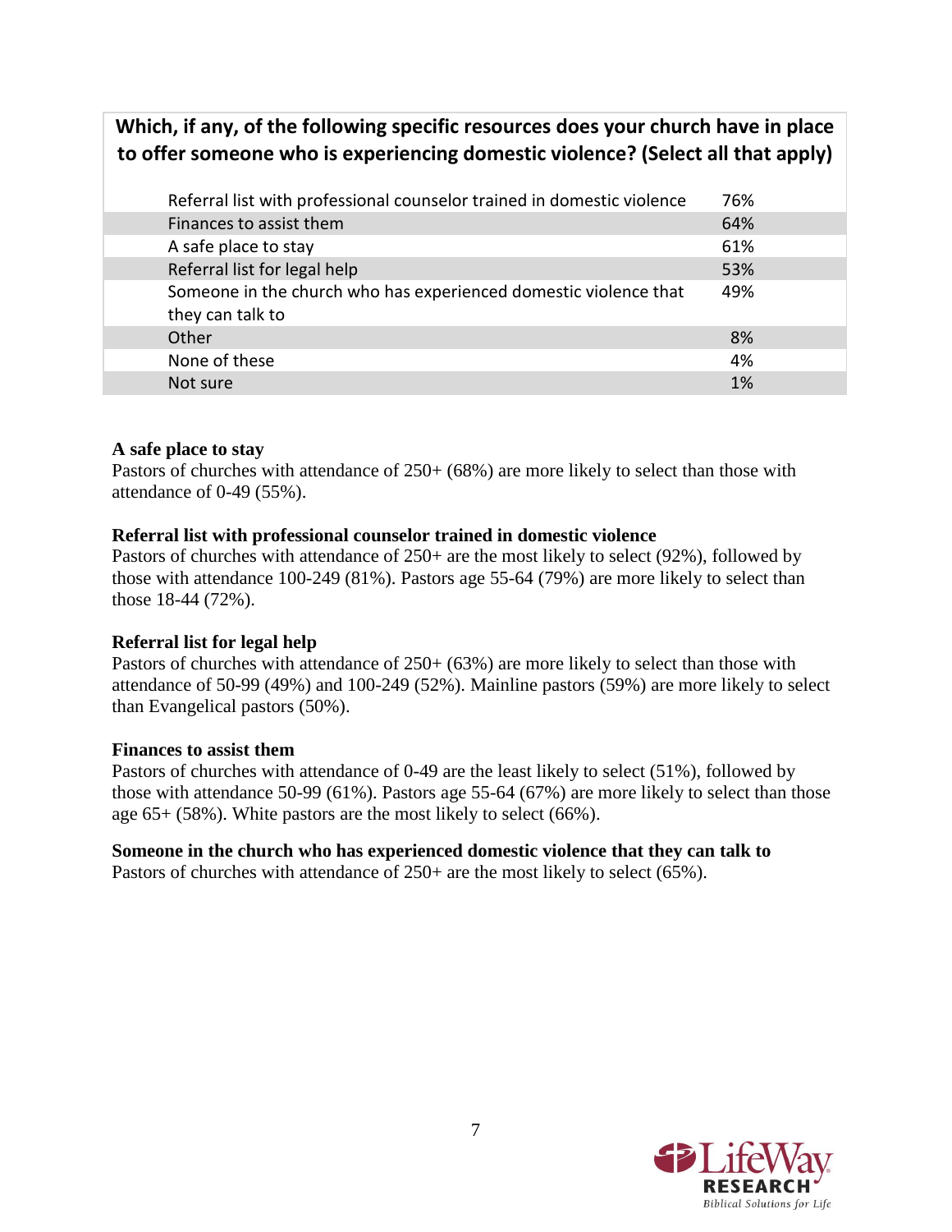## Which, if any, of the following specific resources does your church have in place to offer someone who is experiencing domestic violence? (Select all that apply)

| | |
|---|---|
| Referral list with professional counselor trained in domestic violence | 76% |
| Finances to assist them | 64% |
| A safe place to stay | 61% |
| Referral list for legal help | 53% |
| Someone in the church who has experienced domestic violence that they can talk to | 49% |
| Other | 8% |
| None of these | 4% |
| Not sure | 1% |

**A safe place to stay**
Pastors of churches with attendance of 250+ (68%) are more likely to select than those with attendance of 0-49 (55%).

**Referral list with professional counselor trained in domestic violence**
Pastors of churches with attendance of 250+ are the most likely to select (92%), followed by those with attendance 100-249 (81%). Pastors age 55-64 (79%) are more likely to select than those 18-44 (72%).

**Referral list for legal help**
Pastors of churches with attendance of 250+ (63%) are more likely to select than those with attendance of 50-99 (49%) and 100-249 (52%). Mainline pastors (59%) are more likely to select than Evangelical pastors (50%).

**Finances to assist them**
Pastors of churches with attendance of 0-49 are the least likely to select (51%), followed by those with attendance 50-99 (61%). Pastors age 55-64 (67%) are more likely to select than those age 65+ (58%). White pastors are the most likely to select (66%).

**Someone in the church who has experienced domestic violence that they can talk to**
Pastors of churches with attendance of 250+ are the most likely to select (65%).